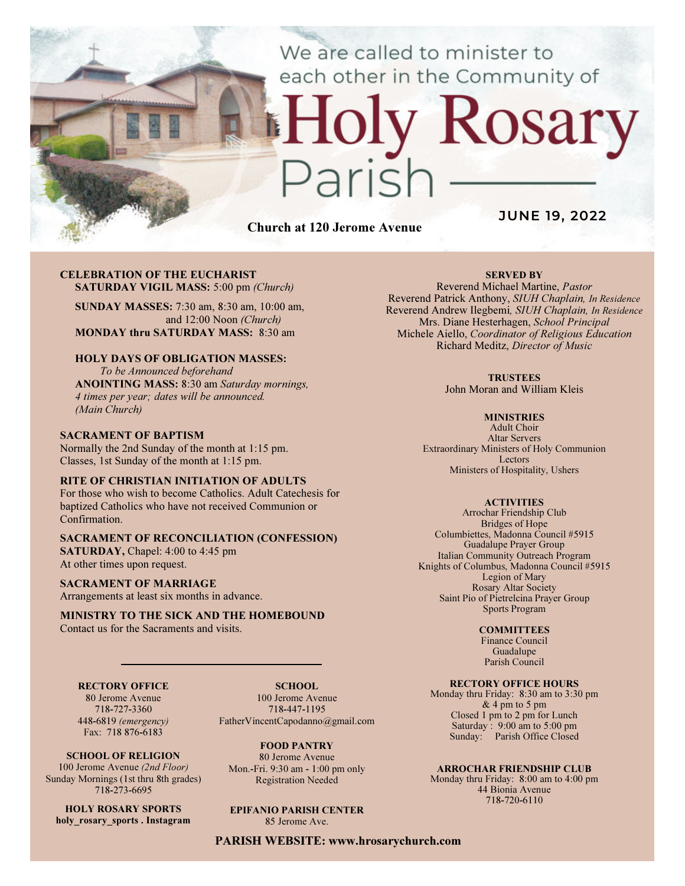We are called to minister to each other in the Community of

# Holy Rosary Parish

**Church at 120 Jerome Avenue**

**JUNE 19, 2022**

**CELEBRATION OF THE EUCHARIST**
**SATURDAY VIGIL MASS:** 5:00 pm *(Church)*

**SUNDAY MASSES:** 7:30 am, 8:30 am, 10:00 am, and 12:00 Noon *(Church)*
**MONDAY thru SATURDAY MASS:** 8:30 am

**HOLY DAYS OF OBLIGATION MASSES:**
*To be Announced beforehand*
**ANOINTING MASS:** 8:30 am *Saturday mornings, 4 times per year; dates will be announced. (Main Church)*

**SACRAMENT OF BAPTISM**
Normally the 2nd Sunday of the month at 1:15 pm.
Classes, 1st Sunday of the month at 1:15 pm.

**RITE OF CHRISTIAN INITIATION OF ADULTS**
For those who wish to become Catholics. Adult Catechesis for baptized Catholics who have not received Communion or Confirmation.

**SACRAMENT OF RECONCILIATION (CONFESSION)**
**SATURDAY,** Chapel: 4:00 to 4:45 pm
At other times upon request.

**SACRAMENT OF MARRIAGE**
Arrangements at least six months in advance.

**MINISTRY TO THE SICK AND THE HOMEBOUND**
Contact us for the Sacraments and visits.

---

**RECTORY OFFICE**
80 Jerome Avenue
718-727-3360
448-6819 *(emergency)*
Fax: 718 876-6183

**SCHOOL**
100 Jerome Avenue
718-447-1195
FatherVincentCapodanno@gmail.com

**SCHOOL OF RELIGION**
100 Jerome Avenue *(2nd Floor)*
Sunday Mornings (1st thru 8th grades)
718-273-6695

**FOOD PANTRY**
80 Jerome Avenue
Mon.-Fri. 9:30 am - 1:00 pm only
Registration Needed

**HOLY ROSARY SPORTS**
**holy_rosary_sports . Instagram**

**EPIFANIO PARISH CENTER**
85 Jerome Ave.

**SERVED BY**
Reverend Michael Martine, *Pastor*
Reverend Patrick Anthony, *SIUH Chaplain, In Residence*
Reverend Andrew Ilegbemi*, SIUH Chaplain, In Residence*
Mrs. Diane Hesterhagen, *School Principal*
Michele Aiello, *Coordinator of Religious Education*
Richard Meditz, *Director of Music*

**TRUSTEES**
John Moran and William Kleis

**MINISTRIES**
Adult Choir
Altar Servers
Extraordinary Ministers of Holy Communion
Lectors
Ministers of Hospitality, Ushers

**ACTIVITIES**
Arrochar Friendship Club
Bridges of Hope
Columbiettes, Madonna Council #5915
Guadalupe Prayer Group
Italian Community Outreach Program
Knights of Columbus, Madonna Council #5915
Legion of Mary
Rosary Altar Society
Saint Pio of Pietrelcina Prayer Group
Sports Program

**COMMITTEES**
Finance Council
Guadalupe
Parish Council

**RECTORY OFFICE HOURS**
Monday thru Friday: 8:30 am to 3:30 pm & 4 pm to 5 pm
Closed 1 pm to 2 pm for Lunch
Saturday : 9:00 am to 5:00 pm
Sunday: Parish Office Closed

**ARROCHAR FRIENDSHIP CLUB**
Monday thru Friday: 8:00 am to 4:00 pm
44 Bionia Avenue
718-720-6110

**PARISH WEBSITE: www.hrosarychurch.com**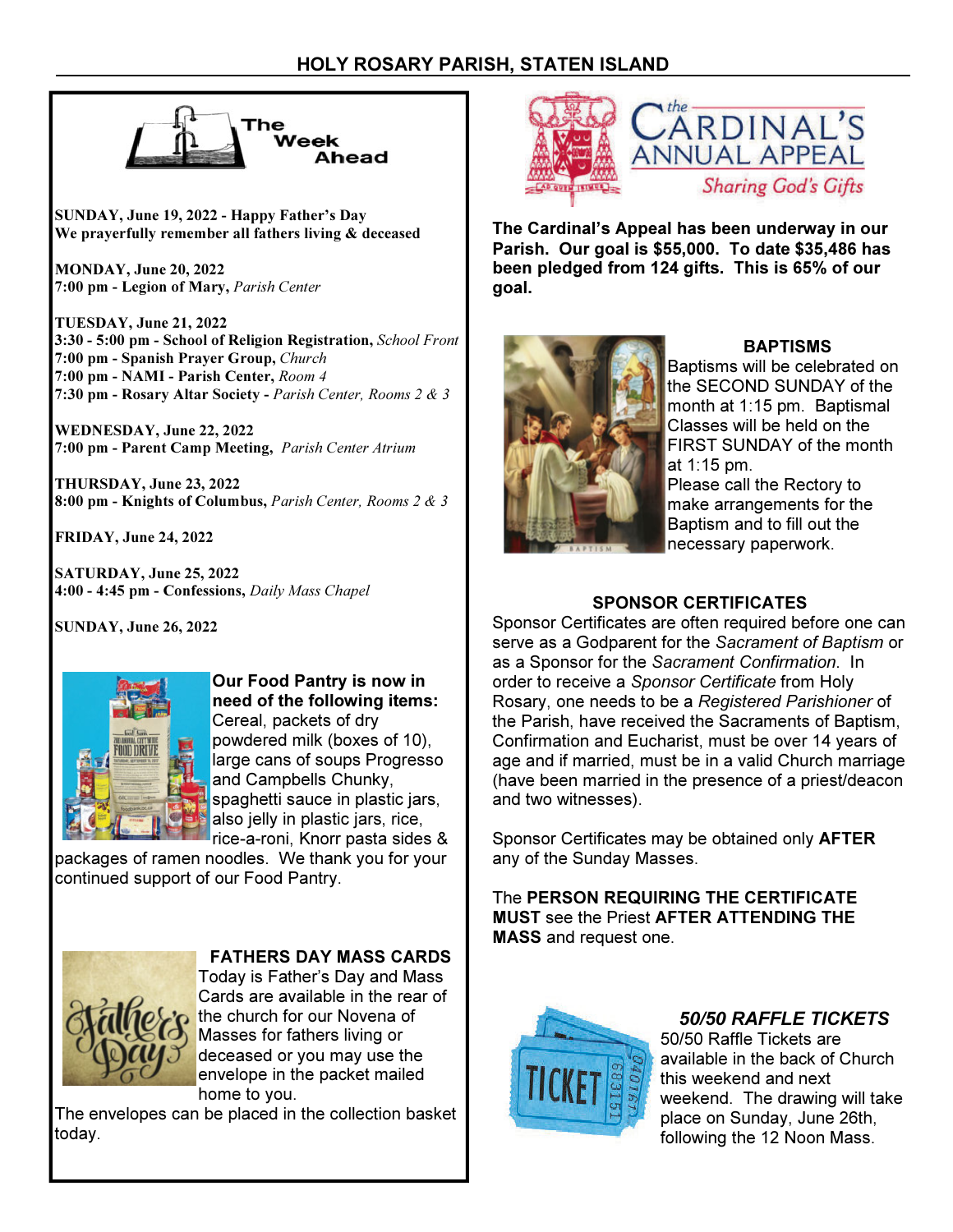# HOLY ROSARY PARISH, STATEN ISLAND

## The Week Ahead

**SUNDAY, June 19, 2022 - Happy Father's Day**
**We prayerfully remember all fathers living & deceased**

**MONDAY, June 20, 2022**
**7:00 pm - Legion of Mary,** *Parish Center*

**TUESDAY, June 21, 2022**
**3:30 - 5:00 pm - School of Religion Registration,** *School Front*
**7:00 pm - Spanish Prayer Group,** *Church*
**7:00 pm - NAMI - Parish Center,** *Room 4*
**7:30 pm - Rosary Altar Society -** *Parish Center, Rooms 2 & 3*

**WEDNESDAY, June 22, 2022**
**7:00 pm - Parent Camp Meeting,** *Parish Center Atrium*

**THURSDAY, June 23, 2022**
**8:00 pm - Knights of Columbus,** *Parish Center, Rooms 2 & 3*

**FRIDAY, June 24, 2022**

**SATURDAY, June 25, 2022**
**4:00 - 4:45 pm - Confessions,** *Daily Mass Chapel*

**SUNDAY, June 26, 2022**

**Our Food Pantry is now in need of the following items:** Cereal, packets of dry powdered milk (boxes of 10), large cans of soups Progresso and Campbells Chunky, spaghetti sauce in plastic jars, also jelly in plastic jars, rice, rice-a-roni, Knorr pasta sides & packages of ramen noodles. We thank you for your continued support of our Food Pantry.

### FATHERS DAY MASS CARDS

Today is Father's Day and Mass Cards are available in the rear of the church for our Novena of Masses for fathers living or deceased or you may use the envelope in the packet mailed home to you.
The envelopes can be placed in the collection basket today.

## The Cardinal's Annual Appeal
*Sharing God's Gifts*

**The Cardinal's Appeal has been underway in our Parish. Our goal is $55,000. To date $35,486 has been pledged from 124 gifts. This is 65% of our goal.**

### BAPTISMS

Baptisms will be celebrated on the SECOND SUNDAY of the month at 1:15 pm. Baptismal Classes will be held on the FIRST SUNDAY of the month at 1:15 pm.
Please call the Rectory to make arrangements for the Baptism and to fill out the necessary paperwork.

### SPONSOR CERTIFICATES

Sponsor Certificates are often required before one can serve as a Godparent for the *Sacrament of Baptism* or as a Sponsor for the *Sacrament Confirmation.* In order to receive a *Sponsor Certificate* from Holy Rosary, one needs to be a *Registered Parishioner* of the Parish, have received the Sacraments of Baptism, Confirmation and Eucharist, must be over 14 years of age and if married, must be in a valid Church marriage (have been married in the presence of a priest/deacon and two witnesses).

Sponsor Certificates may be obtained only **AFTER** any of the Sunday Masses.

The **PERSON REQUIRING THE CERTIFICATE MUST** see the Priest **AFTER ATTENDING THE MASS** and request one.

### *50/50 RAFFLE TICKETS*

50/50 Raffle Tickets are available in the back of Church this weekend and next weekend. The drawing will take place on Sunday, June 26th, following the 12 Noon Mass.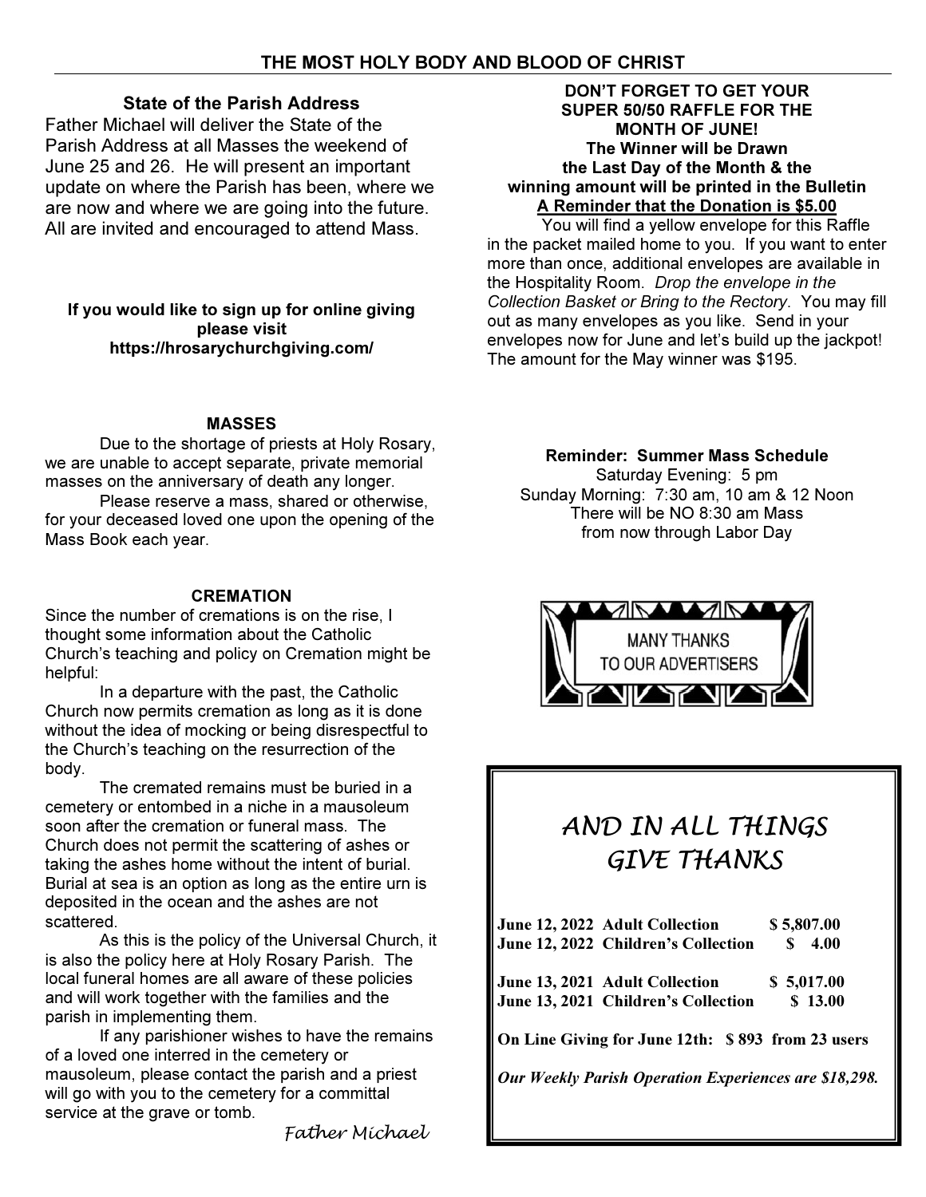# THE MOST HOLY BODY AND BLOOD OF CHRIST

### State of the Parish Address

Father Michael will deliver the State of the Parish Address at all Masses the weekend of June 25 and 26. He will present an important update on where the Parish has been, where we are now and where we are going into the future. All are invited and encouraged to attend Mass.

**If you would like to sign up for online giving please visit https://hrosarychurchgiving.com/**

### MASSES

Due to the shortage of priests at Holy Rosary, we are unable to accept separate, private memorial masses on the anniversary of death any longer.

Please reserve a mass, shared or otherwise, for your deceased loved one upon the opening of the Mass Book each year.

### CREMATION

Since the number of cremations is on the rise, I thought some information about the Catholic Church's teaching and policy on Cremation might be helpful:

In a departure with the past, the Catholic Church now permits cremation as long as it is done without the idea of mocking or being disrespectful to the Church's teaching on the resurrection of the body.

The cremated remains must be buried in a cemetery or entombed in a niche in a mausoleum soon after the cremation or funeral mass. The Church does not permit the scattering of ashes or taking the ashes home without the intent of burial. Burial at sea is an option as long as the entire urn is deposited in the ocean and the ashes are not scattered.

As this is the policy of the Universal Church, it is also the policy here at Holy Rosary Parish. The local funeral homes are all aware of these policies and will work together with the families and the parish in implementing them.

If any parishioner wishes to have the remains of a loved one interred in the cemetery or mausoleum, please contact the parish and a priest will go with you to the cemetery for a committal service at the grave or tomb.

*Father Michael*

**DON'T FORGET TO GET YOUR SUPER 50/50 RAFFLE FOR THE MONTH OF JUNE!**
**The Winner will be Drawn the Last Day of the Month & the winning amount will be printed in the Bulletin**
**A Reminder that the Donation is $5.00**

You will find a yellow envelope for this Raffle in the packet mailed home to you. If you want to enter more than once, additional envelopes are available in the Hospitality Room. *Drop the envelope in the Collection Basket or Bring to the Rectory*. You may fill out as many envelopes as you like. Send in your envelopes now for June and let's build up the jackpot! The amount for the May winner was $195.

**Reminder: Summer Mass Schedule**
Saturday Evening: 5 pm
Sunday Morning: 7:30 am, 10 am & 12 Noon
There will be NO 8:30 am Mass
from now through Labor Day

MANY THANKS
TO OUR ADVERTISERS

## *AND IN ALL THINGS GIVE THANKS*

| | |
|---|---|
| **June 12, 2022 Adult Collection** | **$ 5,807.00** |
| **June 12, 2022 Children's Collection** | **$ 4.00** |
| **June 13, 2021 Adult Collection** | **$ 5,017.00** |
| **June 13, 2021 Children's Collection** | **$ 13.00** |

**On Line Giving for June 12th: $ 893 from 23 users**

***Our Weekly Parish Operation Experiences are $18,298.***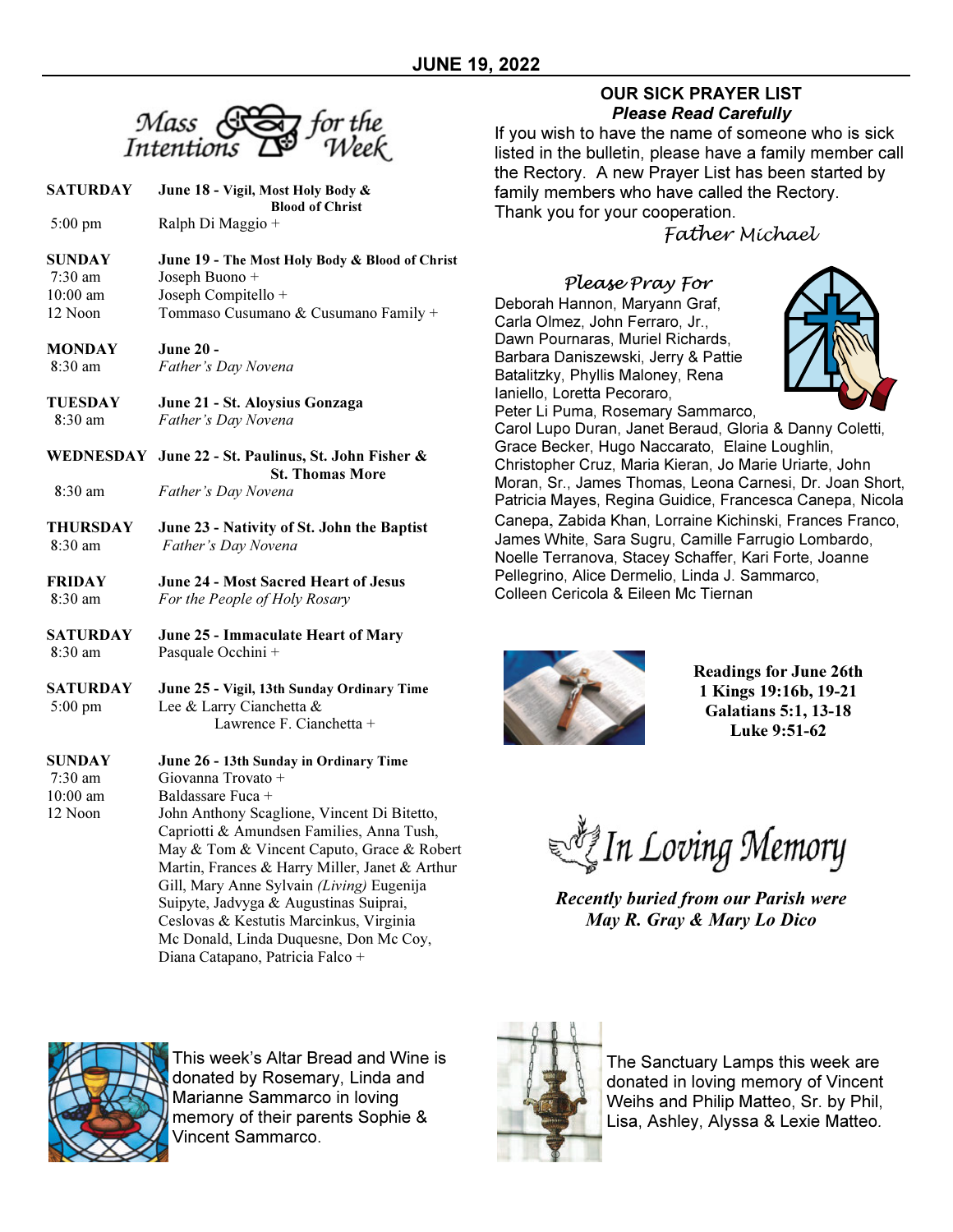JUNE 19, 2022

## Mass Intentions for the Week

| | |
|---|---|
| **SATURDAY** | **June 18 - Vigil, Most Holy Body & Blood of Christ** |
| 5:00 pm | Ralph Di Maggio + |
| **SUNDAY** | **June 19 - The Most Holy Body & Blood of Christ** |
| 7:30 am | Joseph Buono + |
| 10:00 am | Joseph Compitello + |
| 12 Noon | Tommaso Cusumano & Cusumano Family + |
| **MONDAY** | **June 20 -** |
| 8:30 am | *Father's Day Novena* |
| **TUESDAY** | **June 21 - St. Aloysius Gonzaga** |
| 8:30 am | *Father's Day Novena* |
| **WEDNESDAY** | **June 22 - St. Paulinus, St. John Fisher & St. Thomas More** |
| 8:30 am | *Father's Day Novena* |
| **THURSDAY** | **June 23 - Nativity of St. John the Baptist** |
| 8:30 am | *Father's Day Novena* |
| **FRIDAY** | **June 24 - Most Sacred Heart of Jesus** |
| 8:30 am | *For the People of Holy Rosary* |
| **SATURDAY** | **June 25 - Immaculate Heart of Mary** |
| 8:30 am | Pasquale Occhini + |
| **SATURDAY** | **June 25 - Vigil, 13th Sunday Ordinary Time** |
| 5:00 pm | Lee & Larry Cianchetta & Lawrence F. Cianchetta + |
| **SUNDAY** | **June 26 - 13th Sunday in Ordinary Time** |
| 7:30 am | Giovanna Trovato + |
| 10:00 am | Baldassare Fuca + |
| 12 Noon | John Anthony Scaglione, Vincent Di Bitetto, Capriotti & Amundsen Families, Anna Tush, May & Tom & Vincent Caputo, Grace & Robert Martin, Frances & Harry Miller, Janet & Arthur Gill, Mary Anne Sylvain *(Living)* Eugenija Suipyte, Jadvyga & Augustinas Suiprai, Ceslovas & Kestutis Marcinkus, Virginia Mc Donald, Linda Duquesne, Don Mc Coy, Diana Catapano, Patricia Falco + |

## OUR SICK PRAYER LIST

***Please Read Carefully***

If you wish to have the name of someone who is sick listed in the bulletin, please have a family member call the Rectory. A new Prayer List has been started by family members who have called the Rectory. Thank you for your cooperation.

*Father Michael*

### *Please Pray For*

Deborah Hannon, Maryann Graf, Carla Olmez, John Ferraro, Jr., Dawn Pournaras, Muriel Richards, Barbara Daniszewski, Jerry & Pattie Batalitzky, Phyllis Maloney, Rena Ianiello, Loretta Pecoraro, Peter Li Puma, Rosemary Sammarco, Carol Lupo Duran, Janet Beraud, Gloria & Danny Coletti, Grace Becker, Hugo Naccarato, Elaine Loughlin, Christopher Cruz, Maria Kieran, Jo Marie Uriarte, John Moran, Sr., James Thomas, Leona Carnesi, Dr. Joan Short, Patricia Mayes, Regina Guidice, Francesca Canepa, Nicola Canepa, Zabida Khan, Lorraine Kichinski, Frances Franco, James White, Sara Sugru, Camille Farrugio Lombardo, Noelle Terranova, Stacey Schaffer, Kari Forte, Joanne Pellegrino, Alice Dermelio, Linda J. Sammarco, Colleen Cericola & Eileen Mc Tiernan

**Readings for June 26th**
**1 Kings 19:16b, 19-21**
**Galatians 5:1, 13-18**
**Luke 9:51-62**

## In Loving Memory

***Recently buried from our Parish were May R. Gray & Mary Lo Dico***

This week's Altar Bread and Wine is donated by Rosemary, Linda and Marianne Sammarco in loving memory of their parents Sophie & Vincent Sammarco.

The Sanctuary Lamps this week are donated in loving memory of Vincent Weihs and Philip Matteo, Sr. by Phil, Lisa, Ashley, Alyssa & Lexie Matteo.